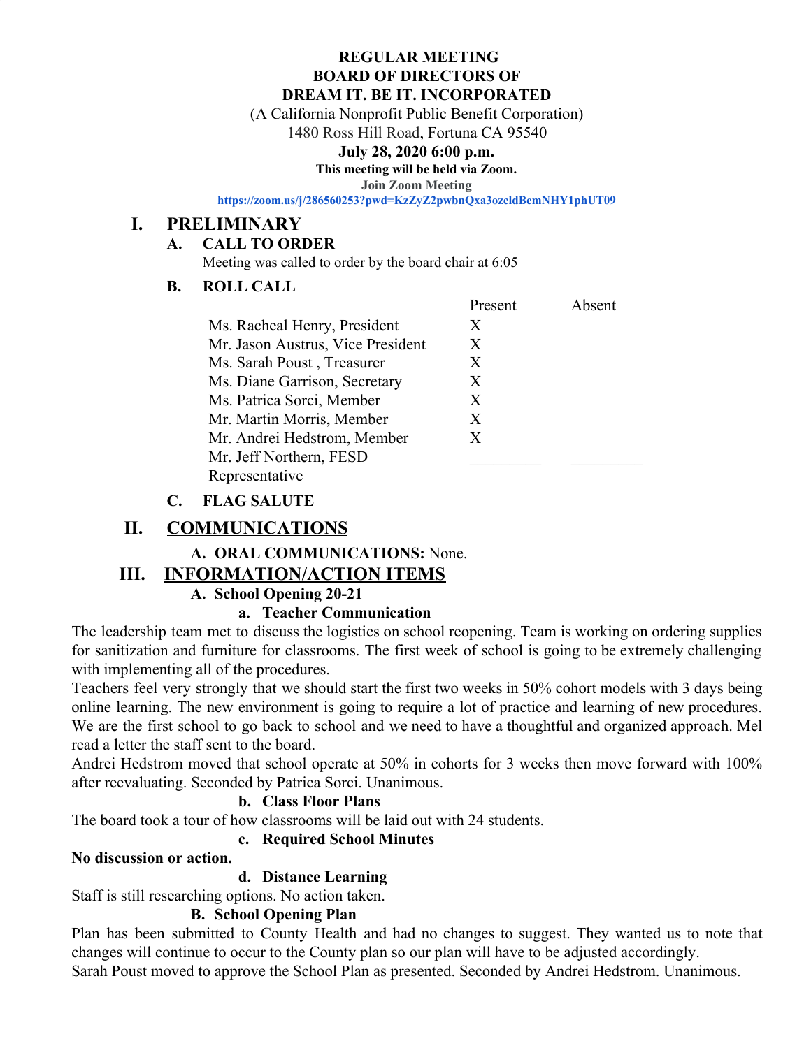**REGULAR MEETING**
**BOARD OF DIRECTORS OF**
**DREAM IT. BE IT. INCORPORATED**

(A California Nonprofit Public Benefit Corporation)
1480 Ross Hill Road, Fortuna CA 95540

**July 28, 2020 6:00 p.m.**

**This meeting will be held via Zoom.**

**Join Zoom Meeting**

**https://zoom.us/j/286560253?pwd=KzZyZ2pwbnQxa3ozcldBemNHY1phUT09**

# I. PRELIMINARY

## A. CALL TO ORDER

Meeting was called to order by the board chair at 6:05

## B. ROLL CALL

| | Present | Absent |
|---|---|---|
| Ms. Racheal Henry, President | X | |
| Mr. Jason Austrus, Vice President | X | |
| Ms. Sarah Poust , Treasurer | X | |
| Ms. Diane Garrison, Secretary | X | |
| Ms. Patrica Sorci, Member | X | |
| Mr. Martin Morris, Member | X | |
| Mr. Andrei Hedstrom, Member | X | |
| Mr. Jeff Northern, FESD Representative | _________ | _________ |

## C. FLAG SALUTE

# II. COMMUNICATIONS

**A. ORAL COMMUNICATIONS:** None.

# III. INFORMATION/ACTION ITEMS

## A. School Opening 20-21

### a. Teacher Communication

The leadership team met to discuss the logistics on school reopening. Team is working on ordering supplies for sanitization and furniture for classrooms. The first week of school is going to be extremely challenging with implementing all of the procedures.

Teachers feel very strongly that we should start the first two weeks in 50% cohort models with 3 days being online learning. The new environment is going to require a lot of practice and learning of new procedures. We are the first school to go back to school and we need to have a thoughtful and organized approach. Mel read a letter the staff sent to the board.

Andrei Hedstrom moved that school operate at 50% in cohorts for 3 weeks then move forward with 100% after reevaluating. Seconded by Patrica Sorci. Unanimous.

### b. Class Floor Plans

The board took a tour of how classrooms will be laid out with 24 students.

### c. Required School Minutes

**No discussion or action.**

### d. Distance Learning

Staff is still researching options. No action taken.

## B. School Opening Plan

Plan has been submitted to County Health and had no changes to suggest. They wanted us to note that changes will continue to occur to the County plan so our plan will have to be adjusted accordingly.

Sarah Poust moved to approve the School Plan as presented. Seconded by Andrei Hedstrom. Unanimous.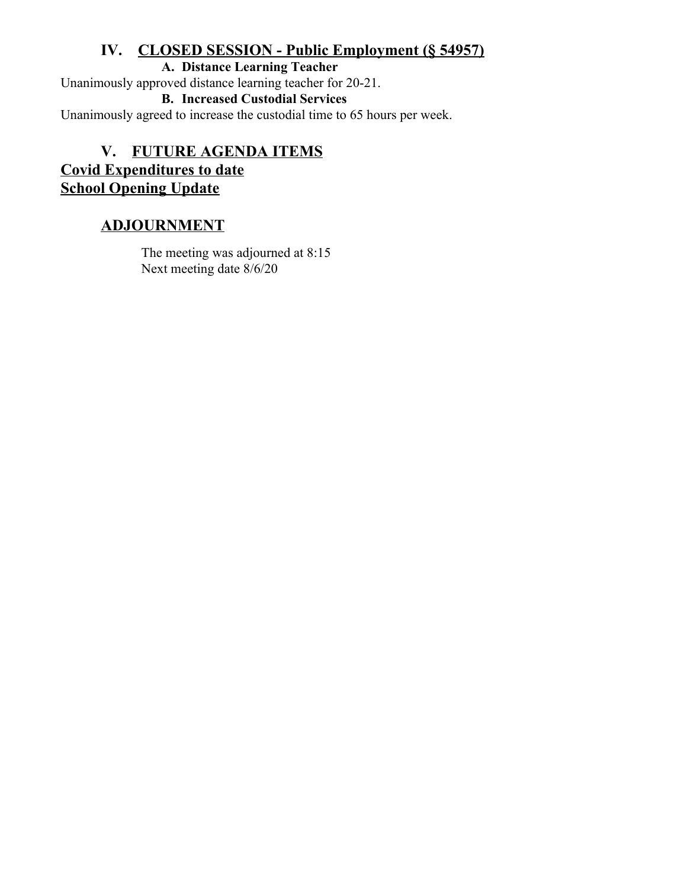## IV. CLOSED SESSION - Public Employment (§ 54957)

**A. Distance Learning Teacher**

Unanimously approved distance learning teacher for 20-21.

**B. Increased Custodial Services**

Unanimously agreed to increase the custodial time to 65 hours per week.

## V. FUTURE AGENDA ITEMS

**Covid Expenditures to date**

**School Opening Update**

## ADJOURNMENT

The meeting was adjourned at 8:15
Next meeting date 8/6/20